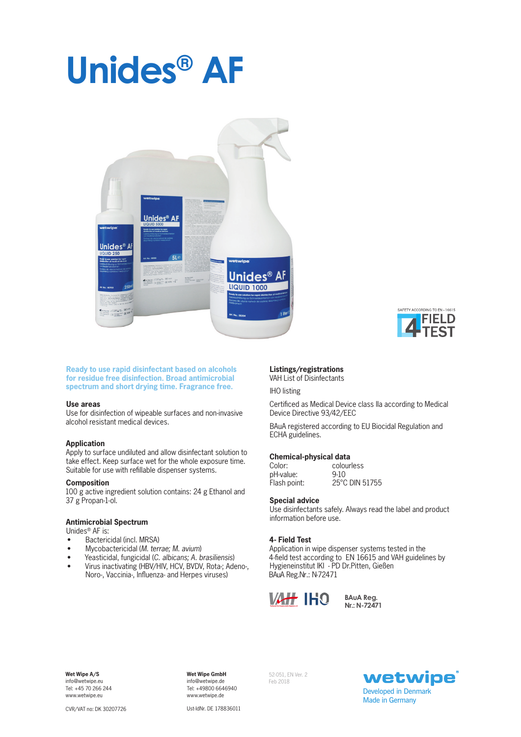# Unides® AF

SAFETY ACCORDING TO EN - 16615 4 FIELD TEST

**Ready to use rapid disinfectant based on alcohols for residue free disinfection. Broad antimicrobial spectrum and short drying time. Fragrance free.**

## Use areas

Use for disinfection of wipeable surfaces and non-invasive alcohol resistant medical devices.

## Application

Apply to surface undiluted and allow disinfectant solution to take effect. Keep surface wet for the whole exposure time. Suitable for use with refillable dispenser systems.

## Composition

100 g active ingredient solution contains: 24 g Ethanol and 37 g Propan-1-ol.

## Antimicrobial Spectrum

Unides® AF is:

- Bactericidal (incl. MRSA)
- Mycobactericidal (*M. terrae; M. avium*)
- Yeasticidal, fungicidal (*C. albicans; A. brasiliensis*)
- Virus inactivating (HBV/HIV, HCV, BVDV, Rota-; Adeno-, Noro-, Vaccinia-, Influenza- and Herpes viruses)

## Listings/registrations

VAH List of Disinfectants

IHO listing

Certificated as Medical Device class IIa according to Medical Device Directive 93/42/EEC

BAuA registered according to EU Biocidal Regulation and ECHA guidelines.

## Chemical-physical data

| | |
|---|---|
| Color: | colourless |
| pH-value: | 9-10 |
| Flash point: | 25°C DIN 51755 |

## Special advice

Use disinfectants safely. Always read the label and product information before use.

## 4- Field Test

Application in wipe dispenser systems tested in the 4-field test according to EN 16615 and VAH guidelines by Hygieneinstitut IKI - PD Dr.Pitten, Gießen
BAuA Reg.Nr.: N-72471

VAH IHO **BAuA Reg. Nr.: N-72471**

**Wet Wipe A/S**
info@wetwipe.eu
Tel: +45 70 266 244
www.wetwipe.eu

CVR/VAT no: DK 30207726

**Wet Wipe GmbH**
info@wetwipe.de
Tel: +49800 6646940
www.wetwipe.de

Ust-IdNr. DE 178836011

52-051, EN Ver. 2
Feb 2018

wetwipe®
Developed in Denmark
Made in Germany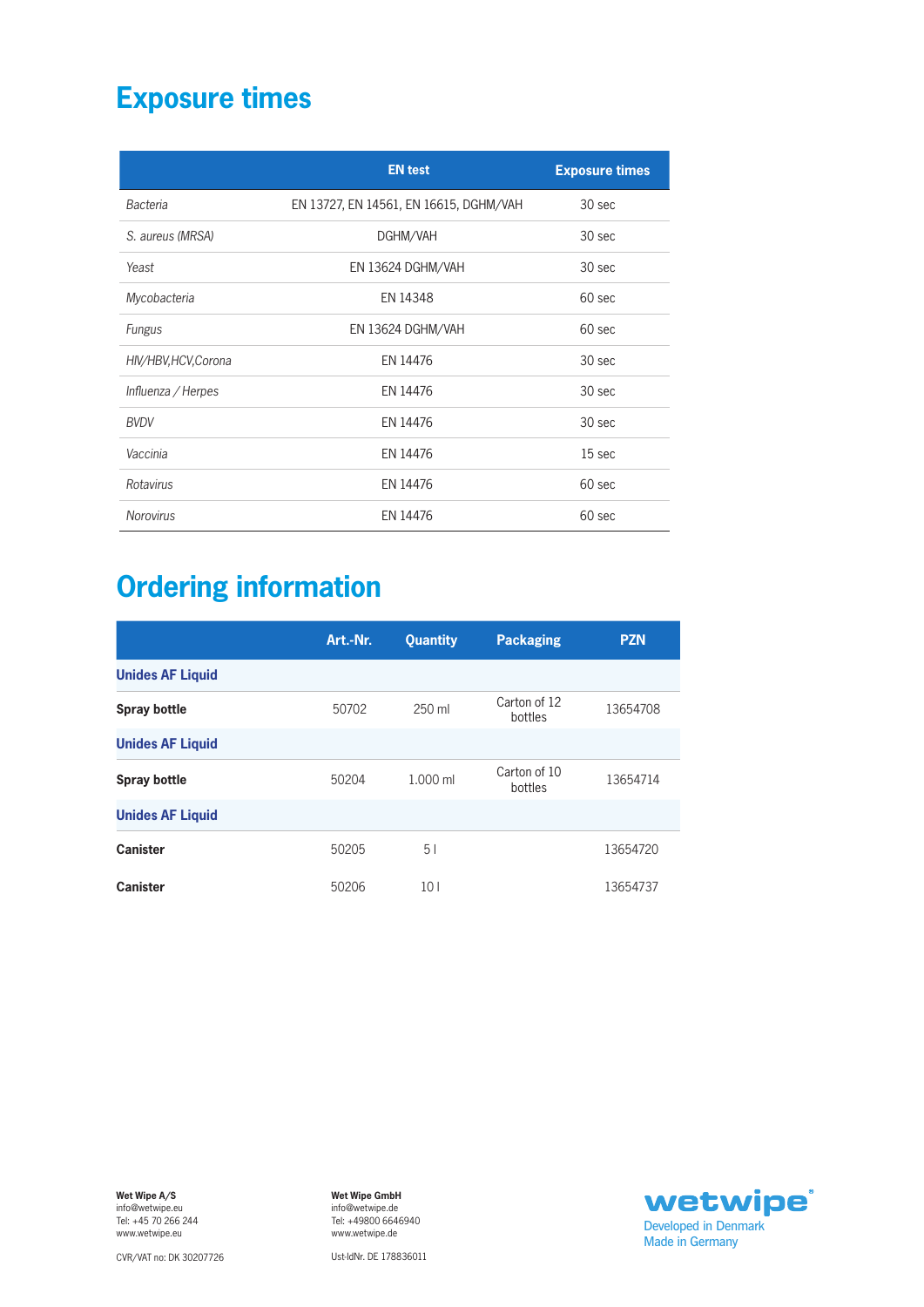## Exposure times

| | EN test | Exposure times |
|---|---|---|
| *Bacteria* | EN 13727, EN 14561, EN 16615, DGHM/VAH | 30 sec |
| *S. aureus (MRSA)* | DGHM/VAH | 30 sec |
| *Yeast* | EN 13624 DGHM/VAH | 30 sec |
| *Mycobacteria* | EN 14348 | 60 sec |
| *Fungus* | EN 13624 DGHM/VAH | 60 sec |
| *HIV/HBV,HCV,Corona* | EN 14476 | 30 sec |
| *Influenza / Herpes* | EN 14476 | 30 sec |
| *BVDV* | EN 14476 | 30 sec |
| *Vaccinia* | EN 14476 | 15 sec |
| *Rotavirus* | EN 14476 | 60 sec |
| *Norovirus* | EN 14476 | 60 sec |

## Ordering information

| | Art.-Nr. | Quantity | Packaging | PZN |
|---|---|---|---|---|
| **Unides AF Liquid** | | | | |
| **Spray bottle** | 50702 | 250 ml | Carton of 12 bottles | 13654708 |
| **Unides AF Liquid** | | | | |
| **Spray bottle** | 50204 | 1.000 ml | Carton of 10 bottles | 13654714 |
| **Unides AF Liquid** | | | | |
| **Canister** | 50205 | 5 l | | 13654720 |
| **Canister** | 50206 | 10 l | | 13654737 |

**Wet Wipe A/S**
info@wetwipe.eu
Tel: +45 70 266 244
www.wetwipe.eu

CVR/VAT no: DK 30207726

**Wet Wipe GmbH**
info@wetwipe.de
Tel: +49800 6646940
www.wetwipe.de

Ust-IdNr. DE 178836011

wetwipe®
Developed in Denmark
Made in Germany